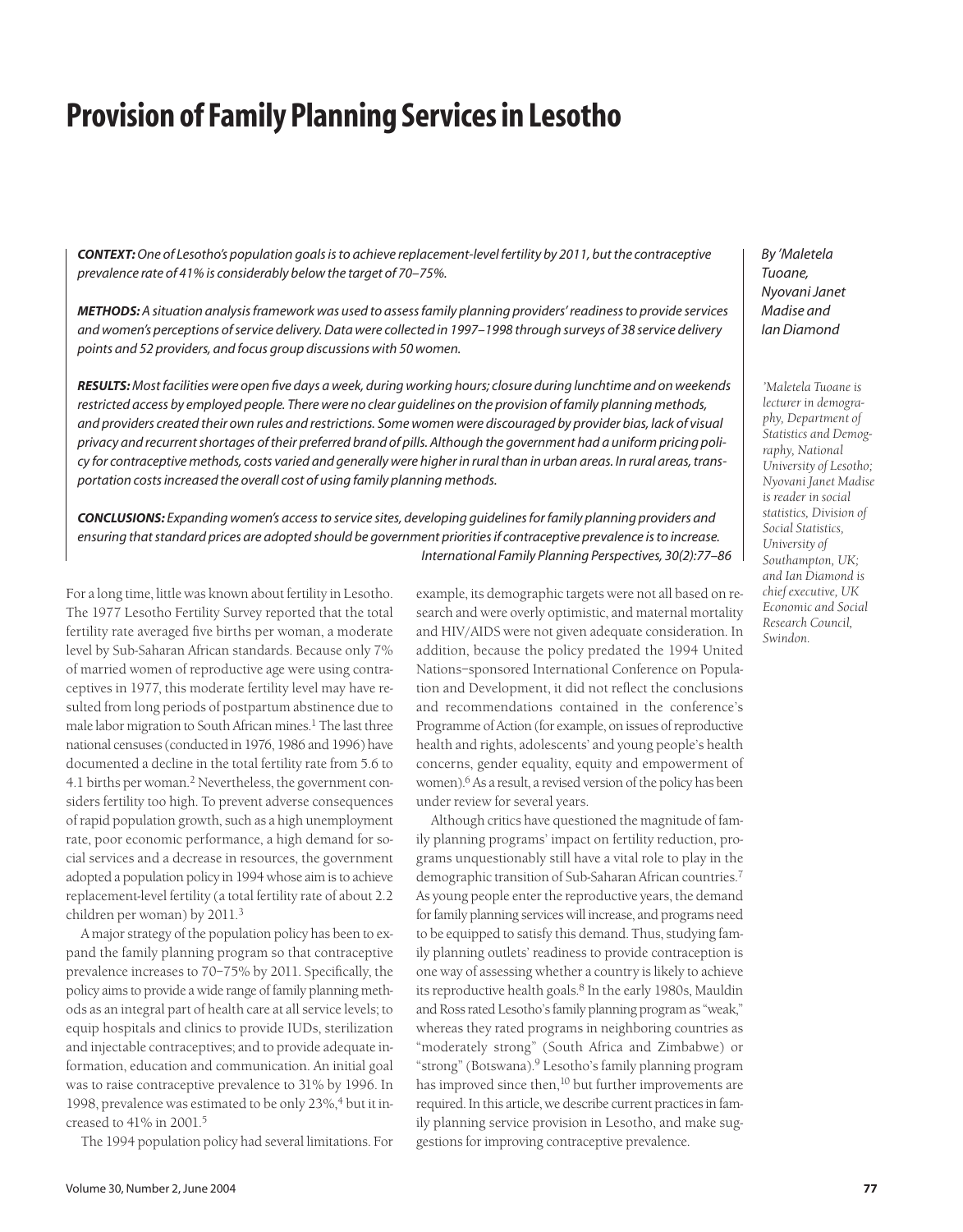# Provision of Family Planning Services in Lesotho

By 'Maletela Tuoane, Nyovani Janet Madise and Ian Diamond

*'Maletela Tuoane is lecturer in demography, Department of Statistics and Demography, National University of Lesotho; Nyovani Janet Madise is reader in social statistics, Division of Social Statistics, University of Southampton, UK; and Ian Diamond is chief executive, UK Economic and Social Research Council, Swindon.*

***CONTEXT:*** *One of Lesotho's population goals is to achieve replacement-level fertility by 2011, but the contraceptive prevalence rate of 41% is considerably below the target of 70–75%.*

***METHODS:*** *A situation analysis framework was used to assess family planning providers' readiness to provide services and women's perceptions of service delivery. Data were collected in 1997–1998 through surveys of 38 service delivery points and 52 providers, and focus group discussions with 50 women.*

***RESULTS:*** *Most facilities were open five days a week, during working hours; closure during lunchtime and on weekends restricted access by employed people. There were no clear guidelines on the provision of family planning methods, and providers created their own rules and restrictions. Some women were discouraged by provider bias, lack of visual privacy and recurrent shortages of their preferred brand of pills. Although the government had a uniform pricing policy for contraceptive methods, costs varied and generally were higher in rural than in urban areas. In rural areas, transportation costs increased the overall cost of using family planning methods.*

***CONCLUSIONS:*** *Expanding women's access to service sites, developing guidelines for family planning providers and ensuring that standard prices are adopted should be government priorities if contraceptive prevalence is to increase.*

*International Family Planning Perspectives, 30(2):77–86*

For a long time, little was known about fertility in Lesotho. The 1977 Lesotho Fertility Survey reported that the total fertility rate averaged five births per woman, a moderate level by Sub-Saharan African standards. Because only 7% of married women of reproductive age were using contraceptives in 1977, this moderate fertility level may have resulted from long periods of postpartum abstinence due to male labor migration to South African mines.[1] The last three national censuses (conducted in 1976, 1986 and 1996) have documented a decline in the total fertility rate from 5.6 to 4.1 births per woman.[2] Nevertheless, the government considers fertility too high. To prevent adverse consequences of rapid population growth, such as a high unemployment rate, poor economic performance, a high demand for social services and a decrease in resources, the government adopted a population policy in 1994 whose aim is to achieve replacement-level fertility (a total fertility rate of about 2.2 children per woman) by 2011.[3]

A major strategy of the population policy has been to expand the family planning program so that contraceptive prevalence increases to 70–75% by 2011. Specifically, the policy aims to provide a wide range of family planning methods as an integral part of health care at all service levels; to equip hospitals and clinics to provide IUDs, sterilization and injectable contraceptives; and to provide adequate information, education and communication. An initial goal was to raise contraceptive prevalence to 31% by 1996. In 1998, prevalence was estimated to be only 23%,[4] but it increased to 41% in 2001.[5]

The 1994 population policy had several limitations. For example, its demographic targets were not all based on research and were overly optimistic, and maternal mortality and HIV/AIDS were not given adequate consideration. In addition, because the policy predated the 1994 United Nations–sponsored International Conference on Population and Development, it did not reflect the conclusions and recommendations contained in the conference's Programme of Action (for example, on issues of reproductive health and rights, adolescents' and young people's health concerns, gender equality, equity and empowerment of women).[6] As a result, a revised version of the policy has been under review for several years.

Although critics have questioned the magnitude of family planning programs' impact on fertility reduction, programs unquestionably still have a vital role to play in the demographic transition of Sub-Saharan African countries.[7] As young people enter the reproductive years, the demand for family planning services will increase, and programs need to be equipped to satisfy this demand. Thus, studying family planning outlets' readiness to provide contraception is one way of assessing whether a country is likely to achieve its reproductive health goals.[8] In the early 1980s, Mauldin and Ross rated Lesotho's family planning program as "weak," whereas they rated programs in neighboring countries as "moderately strong" (South Africa and Zimbabwe) or "strong" (Botswana).[9] Lesotho's family planning program has improved since then,[10] but further improvements are required. In this article, we describe current practices in family planning service provision in Lesotho, and make suggestions for improving contraceptive prevalence.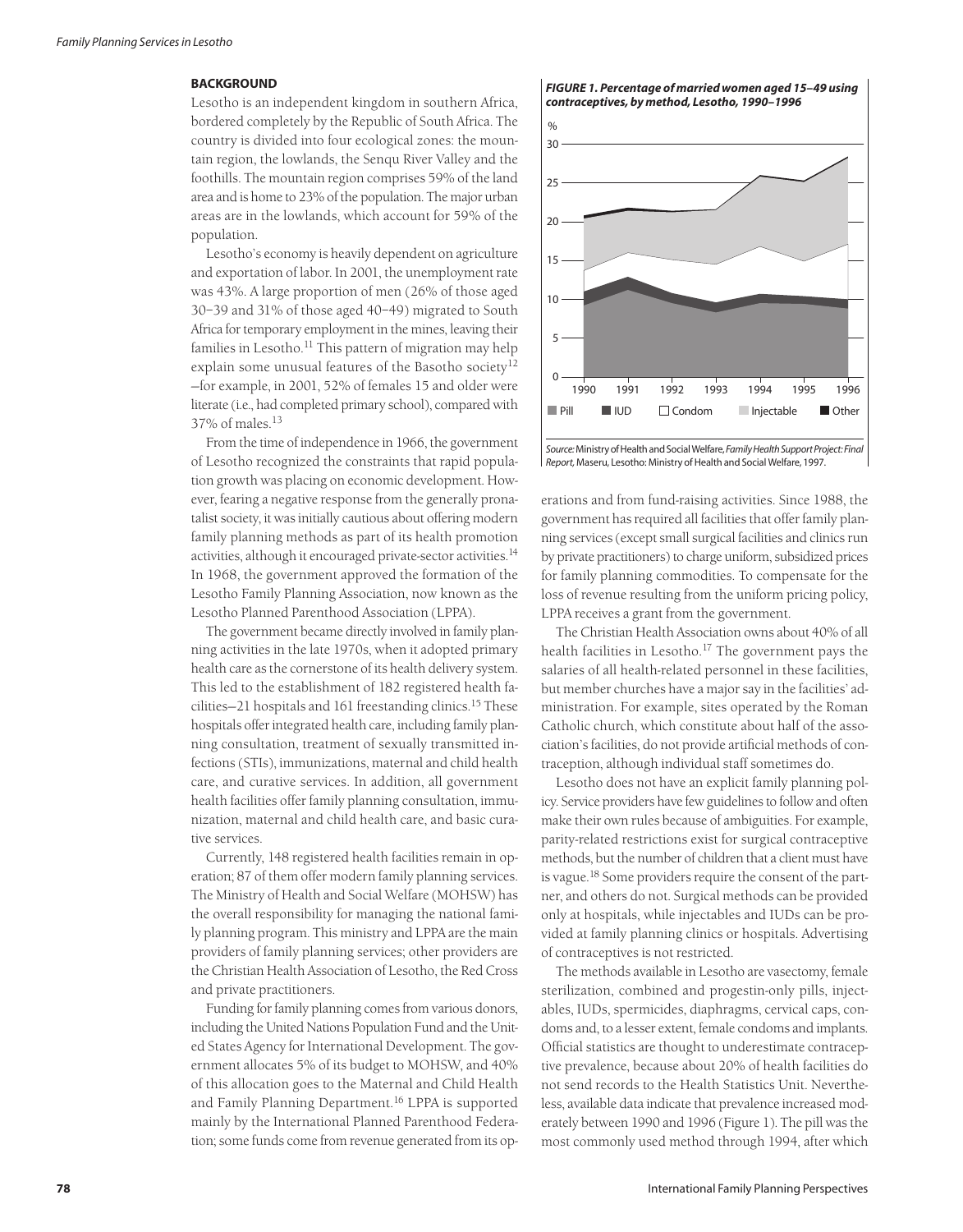## BACKGROUND

Lesotho is an independent kingdom in southern Africa, bordered completely by the Republic of South Africa. The country is divided into four ecological zones: the mountain region, the lowlands, the Senqu River Valley and the foothills. The mountain region comprises 59% of the land area and is home to 23% of the population. The major urban areas are in the lowlands, which account for 59% of the population.

Lesotho's economy is heavily dependent on agriculture and exportation of labor. In 2001, the unemployment rate was 43%. A large proportion of men (26% of those aged 30–39 and 31% of those aged 40–49) migrated to South Africa for temporary employment in the mines, leaving their families in Lesotho.[11] This pattern of migration may help explain some unusual features of the Basotho society[12] —for example, in 2001, 52% of females 15 and older were literate (i.e., had completed primary school), compared with 37% of males.[13]

From the time of independence in 1966, the government of Lesotho recognized the constraints that rapid population growth was placing on economic development. However, fearing a negative response from the generally pronatalist society, it was initially cautious about offering modern family planning methods as part of its health promotion activities, although it encouraged private-sector activities.[14] In 1968, the government approved the formation of the Lesotho Family Planning Association, now known as the Lesotho Planned Parenthood Association (LPPA).

The government became directly involved in family planning activities in the late 1970s, when it adopted primary health care as the cornerstone of its health delivery system. This led to the establishment of 182 registered health facilities—21 hospitals and 161 freestanding clinics.[15] These hospitals offer integrated health care, including family planning consultation, treatment of sexually transmitted infections (STIs), immunizations, maternal and child health care, and curative services. In addition, all government health facilities offer family planning consultation, immunization, maternal and child health care, and basic curative services.

Currently, 148 registered health facilities remain in operation; 87 of them offer modern family planning services. The Ministry of Health and Social Welfare (MOHSW) has the overall responsibility for managing the national family planning program. This ministry and LPPA are the main providers of family planning services; other providers are the Christian Health Association of Lesotho, the Red Cross and private practitioners.

Funding for family planning comes from various donors, including the United Nations Population Fund and the United States Agency for International Development. The government allocates 5% of its budget to MOHSW, and 40% of this allocation goes to the Maternal and Child Health and Family Planning Department.[16] LPPA is supported mainly by the International Planned Parenthood Federation; some funds come from revenue generated from its operations and from fund-raising activities. Since 1988, the government has required all facilities that offer family planning services (except small surgical facilities and clinics run by private practitioners) to charge uniform, subsidized prices for family planning commodities. To compensate for the loss of revenue resulting from the uniform pricing policy, LPPA receives a grant from the government.

***FIGURE 1. Percentage of married women aged 15–49 using contraceptives, by method, Lesotho, 1990–1996***

*Source:* Ministry of Health and Social Welfare, *Family Health Support Project: Final Report,* Maseru, Lesotho: Ministry of Health and Social Welfare, 1997.

The Christian Health Association owns about 40% of all health facilities in Lesotho.[17] The government pays the salaries of all health-related personnel in these facilities, but member churches have a major say in the facilities' administration. For example, sites operated by the Roman Catholic church, which constitute about half of the association's facilities, do not provide artificial methods of contraception, although individual staff sometimes do.

Lesotho does not have an explicit family planning policy. Service providers have few guidelines to follow and often make their own rules because of ambiguities. For example, parity-related restrictions exist for surgical contraceptive methods, but the number of children that a client must have is vague.[18] Some providers require the consent of the partner, and others do not. Surgical methods can be provided only at hospitals, while injectables and IUDs can be provided at family planning clinics or hospitals. Advertising of contraceptives is not restricted.

The methods available in Lesotho are vasectomy, female sterilization, combined and progestin-only pills, injectables, IUDs, spermicides, diaphragms, cervical caps, condoms and, to a lesser extent, female condoms and implants. Official statistics are thought to underestimate contraceptive prevalence, because about 20% of health facilities do not send records to the Health Statistics Unit. Nevertheless, available data indicate that prevalence increased moderately between 1990 and 1996 (Figure 1). The pill was the most commonly used method through 1994, after which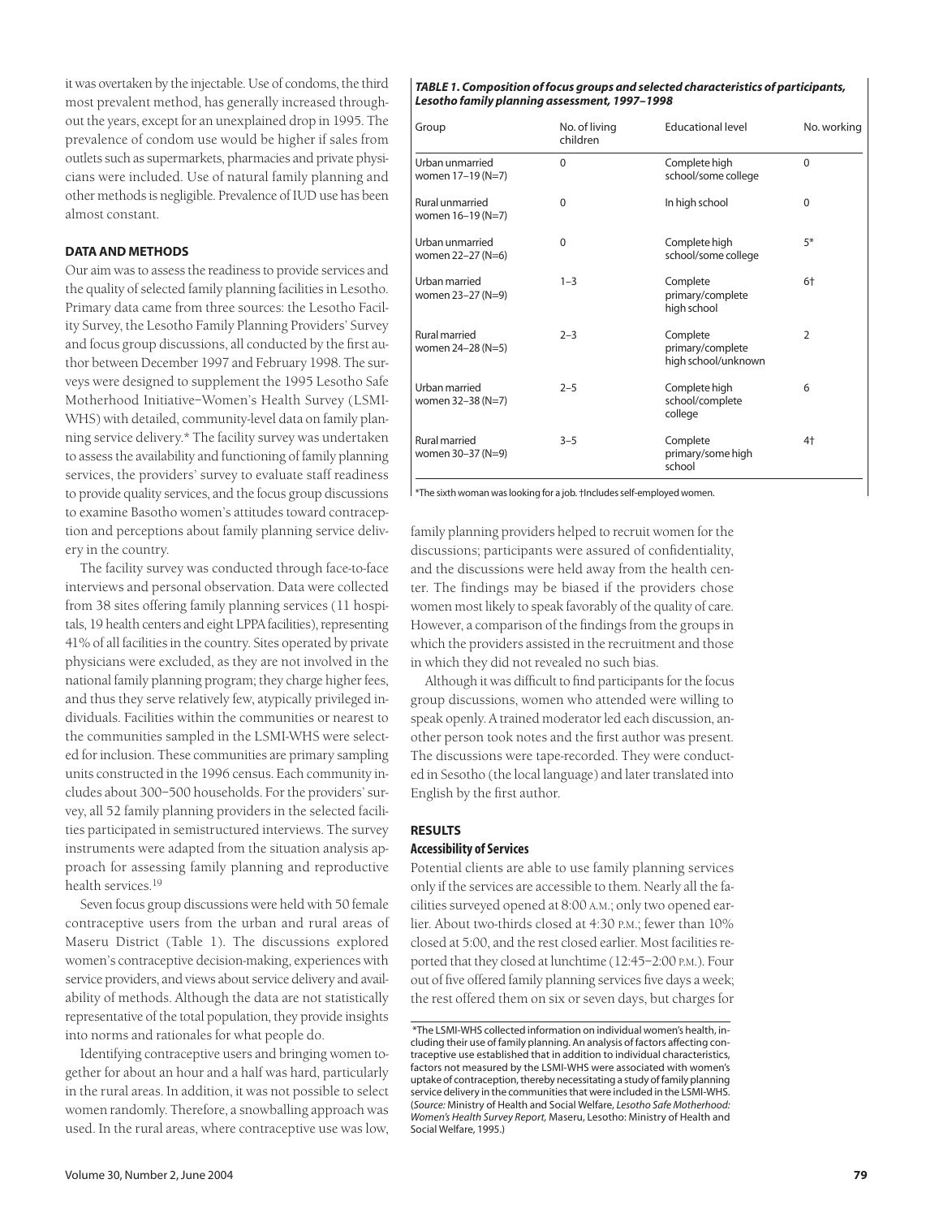it was overtaken by the injectable. Use of condoms, the third most prevalent method, has generally increased throughout the years, except for an unexplained drop in 1995. The prevalence of condom use would be higher if sales from outlets such as supermarkets, pharmacies and private physicians were included. Use of natural family planning and other methods is negligible. Prevalence of IUD use has been almost constant.

## DATA AND METHODS

Our aim was to assess the readiness to provide services and the quality of selected family planning facilities in Lesotho. Primary data came from three sources: the Lesotho Facility Survey, the Lesotho Family Planning Providers' Survey and focus group discussions, all conducted by the first author between December 1997 and February 1998. The surveys were designed to supplement the 1995 Lesotho Safe Motherhood Initiative–Women's Health Survey (LSMI-WHS) with detailed, community-level data on family planning service delivery.* The facility survey was undertaken to assess the availability and functioning of family planning services, the providers' survey to evaluate staff readiness to provide quality services, and the focus group discussions to examine Basotho women's attitudes toward contraception and perceptions about family planning service delivery in the country.

The facility survey was conducted through face-to-face interviews and personal observation. Data were collected from 38 sites offering family planning services (11 hospitals, 19 health centers and eight LPPA facilities), representing 41% of all facilities in the country. Sites operated by private physicians were excluded, as they are not involved in the national family planning program; they charge higher fees, and thus they serve relatively few, atypically privileged individuals. Facilities within the communities or nearest to the communities sampled in the LSMI-WHS were selected for inclusion. These communities are primary sampling units constructed in the 1996 census. Each community includes about 300–500 households. For the providers' survey, all 52 family planning providers in the selected facilities participated in semistructured interviews. The survey instruments were adapted from the situation analysis approach for assessing family planning and reproductive health services.[19]

Seven focus group discussions were held with 50 female contraceptive users from the urban and rural areas of Maseru District (Table 1). The discussions explored women's contraceptive decision-making, experiences with service providers, and views about service delivery and availability of methods. Although the data are not statistically representative of the total population, they provide insights into norms and rationales for what people do.

Identifying contraceptive users and bringing women together for about an hour and a half was hard, particularly in the rural areas. In addition, it was not possible to select women randomly. Therefore, a snowballing approach was used. In the rural areas, where contraceptive use was low, family planning providers helped to recruit women for the discussions; participants were assured of confidentiality, and the discussions were held away from the health center. The findings may be biased if the providers chose women most likely to speak favorably of the quality of care. However, a comparison of the findings from the groups in which the providers assisted in the recruitment and those in which they did not revealed no such bias.

Although it was difficult to find participants for the focus group discussions, women who attended were willing to speak openly. A trained moderator led each discussion, another person took notes and the first author was present. The discussions were tape-recorded. They were conducted in Sesotho (the local language) and later translated into English by the first author.

***TABLE 1. Composition of focus groups and selected characteristics of participants, Lesotho family planning assessment, 1997–1998***

| Group | No. of living children | Educational level | No. working |
|---|---|---|---|
| Urban unmarried women 17–19 (N=7) | 0 | Complete high school/some college | 0 |
| Rural unmarried women 16–19 (N=7) | 0 | In high school | 0 |
| Urban unmarried women 22–27 (N=6) | 0 | Complete high school/some college | 5* |
| Urban married women 23–27 (N=9) | 1–3 | Complete primary/complete high school | 6† |
| Rural married women 24–28 (N=5) | 2–3 | Complete primary/complete high school/unknown | 2 |
| Urban married women 32–38 (N=7) | 2–5 | Complete high school/complete college | 6 |
| Rural married women 30–37 (N=9) | 3–5 | Complete primary/some high school | 4† |

*The sixth woman was looking for a job. †Includes self-employed women.

## RESULTS

### Accessibility of Services

Potential clients are able to use family planning services only if the services are accessible to them. Nearly all the facilities surveyed opened at 8:00 A.M.; only two opened earlier. About two-thirds closed at 4:30 P.M.; fewer than 10% closed at 5:00, and the rest closed earlier. Most facilities reported that they closed at lunchtime (12:45–2:00 P.M.). Four out of five offered family planning services five days a week; the rest offered them on six or seven days, but charges for

*The LSMI-WHS collected information on individual women's health, including their use of family planning. An analysis of factors affecting contraceptive use established that in addition to individual characteristics, factors not measured by the LSMI-WHS were associated with women's uptake of contraception, thereby necessitating a study of family planning service delivery in the communities that were included in the LSMI-WHS. (*Source:* Ministry of Health and Social Welfare, *Lesotho Safe Motherhood: Women's Health Survey Report,* Maseru, Lesotho: Ministry of Health and Social Welfare, 1995.)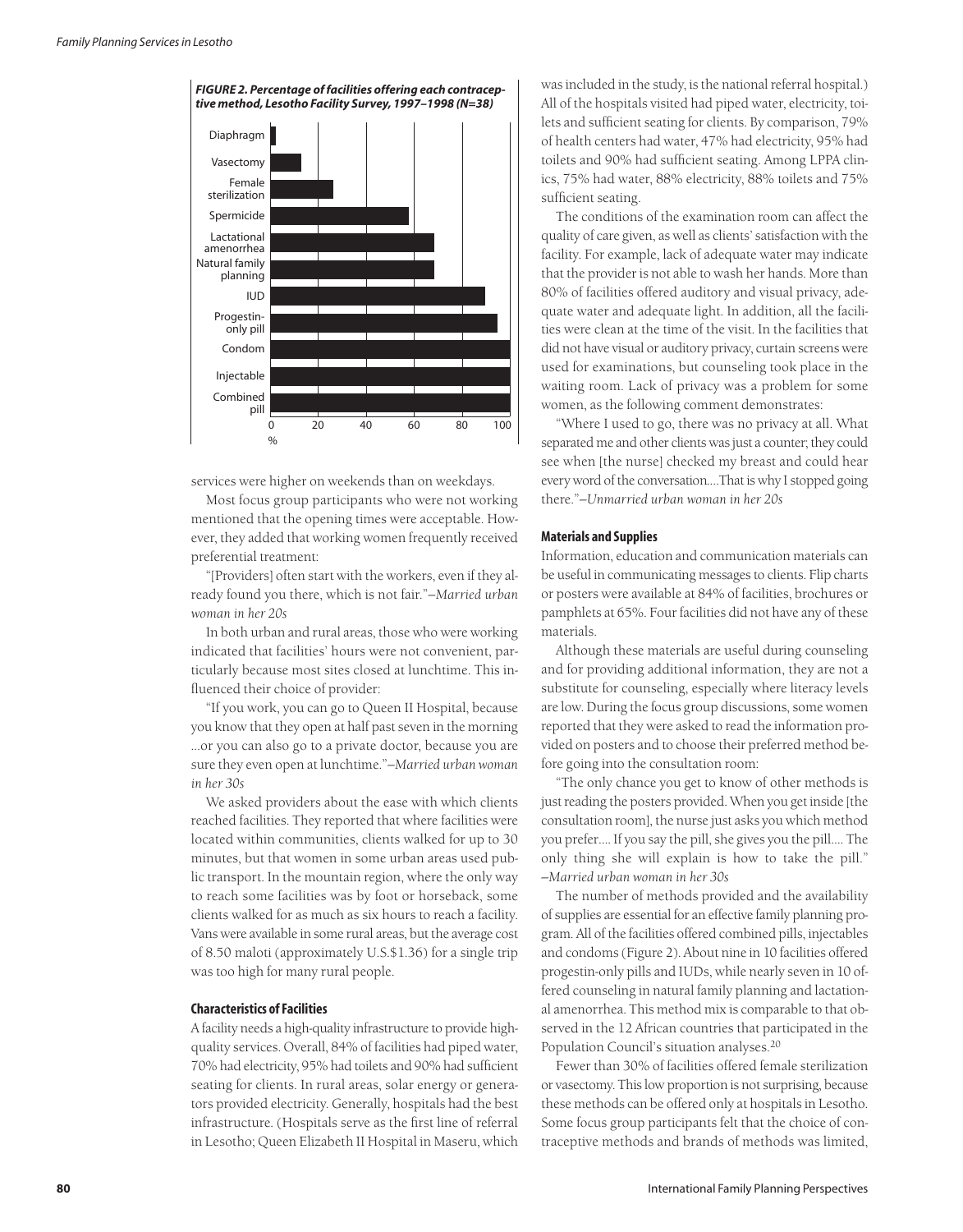**FIGURE 2. Percentage of facilities offering each contraceptive method, Lesotho Facility Survey, 1997–1998 (N=38)**

services were higher on weekends than on weekdays.

Most focus group participants who were not working mentioned that the opening times were acceptable. However, they added that working women frequently received preferential treatment:

"[Providers] often start with the workers, even if they already found you there, which is not fair."*—Married urban woman in her 20s*

In both urban and rural areas, those who were working indicated that facilities' hours were not convenient, particularly because most sites closed at lunchtime. This influenced their choice of provider:

"If you work, you can go to Queen II Hospital, because you know that they open at half past seven in the morning ...or you can also go to a private doctor, because you are sure they even open at lunchtime."*—Married urban woman in her 30s*

We asked providers about the ease with which clients reached facilities. They reported that where facilities were located within communities, clients walked for up to 30 minutes, but that women in some urban areas used public transport. In the mountain region, where the only way to reach some facilities was by foot or horseback, some clients walked for as much as six hours to reach a facility. Vans were available in some rural areas, but the average cost of 8.50 maloti (approximately U.S.$1.36) for a single trip was too high for many rural people.

### Characteristics of Facilities

A facility needs a high-quality infrastructure to provide high-quality services. Overall, 84% of facilities had piped water, 70% had electricity, 95% had toilets and 90% had sufficient seating for clients. In rural areas, solar energy or generators provided electricity. Generally, hospitals had the best infrastructure. (Hospitals serve as the first line of referral in Lesotho; Queen Elizabeth II Hospital in Maseru, which was included in the study, is the national referral hospital.) All of the hospitals visited had piped water, electricity, toilets and sufficient seating for clients. By comparison, 79% of health centers had water, 47% had electricity, 95% had toilets and 90% had sufficient seating. Among LPPA clinics, 75% had water, 88% electricity, 88% toilets and 75% sufficient seating.

The conditions of the examination room can affect the quality of care given, as well as clients' satisfaction with the facility. For example, lack of adequate water may indicate that the provider is not able to wash her hands. More than 80% of facilities offered auditory and visual privacy, adequate water and adequate light. In addition, all the facilities were clean at the time of the visit. In the facilities that did not have visual or auditory privacy, curtain screens were used for examinations, but counseling took place in the waiting room. Lack of privacy was a problem for some women, as the following comment demonstrates:

"Where I used to go, there was no privacy at all. What separated me and other clients was just a counter; they could see when [the nurse] checked my breast and could hear every word of the conversation....That is why I stopped going there."*—Unmarried urban woman in her 20s*

### Materials and Supplies

Information, education and communication materials can be useful in communicating messages to clients. Flip charts or posters were available at 84% of facilities, brochures or pamphlets at 65%. Four facilities did not have any of these materials.

Although these materials are useful during counseling and for providing additional information, they are not a substitute for counseling, especially where literacy levels are low. During the focus group discussions, some women reported that they were asked to read the information provided on posters and to choose their preferred method before going into the consultation room:

"The only chance you get to know of other methods is just reading the posters provided. When you get inside [the consultation room], the nurse just asks you which method you prefer.... If you say the pill, she gives you the pill.... The only thing she will explain is how to take the pill." *—Married urban woman in her 30s*

The number of methods provided and the availability of supplies are essential for an effective family planning program. All of the facilities offered combined pills, injectables and condoms (Figure 2). About nine in 10 facilities offered progestin-only pills and IUDs, while nearly seven in 10 offered counseling in natural family planning and lactational amenorrhea. This method mix is comparable to that observed in the 12 African countries that participated in the Population Council's situation analyses.[20]

Fewer than 30% of facilities offered female sterilization or vasectomy. This low proportion is not surprising, because these methods can be offered only at hospitals in Lesotho. Some focus group participants felt that the choice of contraceptive methods and brands of methods was limited,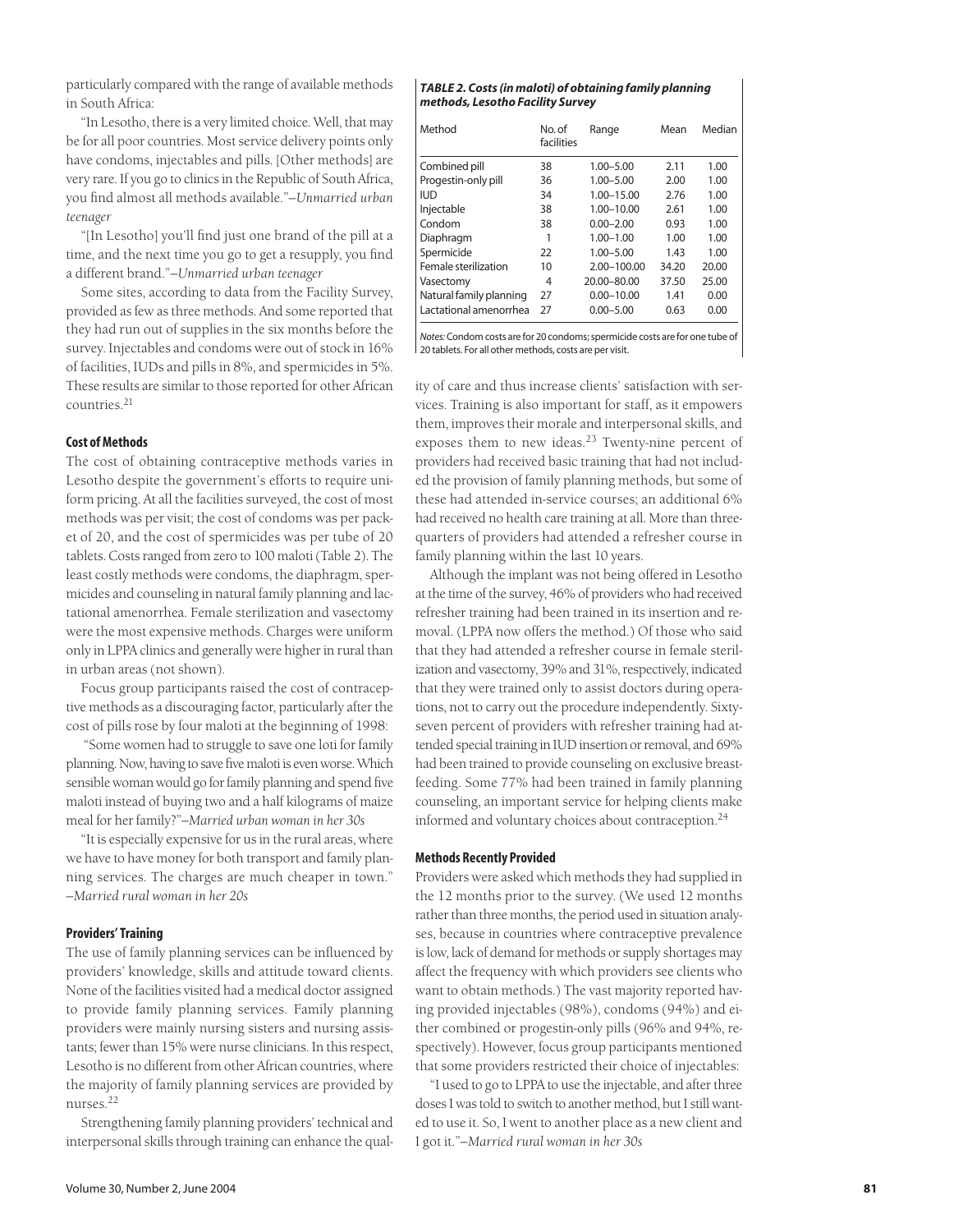particularly compared with the range of available methods in South Africa:

"In Lesotho, there is a very limited choice. Well, that may be for all poor countries. Most service delivery points only have condoms, injectables and pills. [Other methods] are very rare. If you go to clinics in the Republic of South Africa, you find almost all methods available."*—Unmarried urban teenager*

"[In Lesotho] you'll find just one brand of the pill at a time, and the next time you go to get a resupply, you find a different brand."*—Unmarried urban teenager*

Some sites, according to data from the Facility Survey, provided as few as three methods. And some reported that they had run out of supplies in the six months before the survey. Injectables and condoms were out of stock in 16% of facilities, IUDs and pills in 8%, and spermicides in 5%. These results are similar to those reported for other African countries.[21]

#### Cost of Methods

The cost of obtaining contraceptive methods varies in Lesotho despite the government's efforts to require uniform pricing. At all the facilities surveyed, the cost of most methods was per visit; the cost of condoms was per packet of 20, and the cost of spermicides was per tube of 20 tablets. Costs ranged from zero to 100 maloti (Table 2). The least costly methods were condoms, the diaphragm, spermicides and counseling in natural family planning and lactational amenorrhea. Female sterilization and vasectomy were the most expensive methods. Charges were uniform only in LPPA clinics and generally were higher in rural than in urban areas (not shown).

Focus group participants raised the cost of contraceptive methods as a discouraging factor, particularly after the cost of pills rose by four maloti at the beginning of 1998:

"Some women had to struggle to save one loti for family planning. Now, having to save five maloti is even worse. Which sensible woman would go for family planning and spend five maloti instead of buying two and a half kilograms of maize meal for her family?"*—Married urban woman in her 30s*

"It is especially expensive for us in the rural areas, where we have to have money for both transport and family planning services. The charges are much cheaper in town." *—Married rural woman in her 20s*

#### Providers' Training

The use of family planning services can be influenced by providers' knowledge, skills and attitude toward clients. None of the facilities visited had a medical doctor assigned to provide family planning services. Family planning providers were mainly nursing sisters and nursing assistants; fewer than 15% were nurse clinicians. In this respect, Lesotho is no different from other African countries, where the majority of family planning services are provided by nurses.[22]

Strengthening family planning providers' technical and interpersonal skills through training can enhance the quality of care and thus increase clients' satisfaction with services. Training is also important for staff, as it empowers them, improves their morale and interpersonal skills, and exposes them to new ideas.[23] Twenty-nine percent of providers had received basic training that had not included the provision of family planning methods, but some of these had attended in-service courses; an additional 6% had received no health care training at all. More than three-quarters of providers had attended a refresher course in family planning within the last 10 years.

Although the implant was not being offered in Lesotho at the time of the survey, 46% of providers who had received refresher training had been trained in its insertion and removal. (LPPA now offers the method.) Of those who said that they had attended a refresher course in female sterilization and vasectomy, 39% and 31%, respectively, indicated that they were trained only to assist doctors during operations, not to carry out the procedure independently. Sixty-seven percent of providers with refresher training had attended special training in IUD insertion or removal, and 69% had been trained to provide counseling on exclusive breastfeeding. Some 77% had been trained in family planning counseling, an important service for helping clients make informed and voluntary choices about contraception.[24]

**TABLE 2. Costs (in maloti) of obtaining family planning methods, Lesotho Facility Survey**

| Method | No. of facilities | Range | Mean | Median |
|---|---|---|---|---|
| Combined pill | 38 | 1.00–5.00 | 2.11 | 1.00 |
| Progestin-only pill | 36 | 1.00–5.00 | 2.00 | 1.00 |
| IUD | 34 | 1.00–15.00 | 2.76 | 1.00 |
| Injectable | 38 | 1.00–10.00 | 2.61 | 1.00 |
| Condom | 38 | 0.00–2.00 | 0.93 | 1.00 |
| Diaphragm | 1 | 1.00–1.00 | 1.00 | 1.00 |
| Spermicide | 22 | 1.00–5.00 | 1.43 | 1.00 |
| Female sterilization | 10 | 2.00–100.00 | 34.20 | 20.00 |
| Vasectomy | 4 | 20.00–80.00 | 37.50 | 25.00 |
| Natural family planning | 27 | 0.00–10.00 | 1.41 | 0.00 |
| Lactational amenorrhea | 27 | 0.00–5.00 | 0.63 | 0.00 |

*Notes:* Condom costs are for 20 condoms; spermicide costs are for one tube of 20 tablets. For all other methods, costs are per visit.

#### Methods Recently Provided

Providers were asked which methods they had supplied in the 12 months prior to the survey. (We used 12 months rather than three months, the period used in situation analyses, because in countries where contraceptive prevalence is low, lack of demand for methods or supply shortages may affect the frequency with which providers see clients who want to obtain methods.) The vast majority reported having provided injectables (98%), condoms (94%) and either combined or progestin-only pills (96% and 94%, respectively). However, focus group participants mentioned that some providers restricted their choice of injectables:

"I used to go to LPPA to use the injectable, and after three doses I was told to switch to another method, but I still wanted to use it. So, I went to another place as a new client and I got it."*—Married rural woman in her 30s*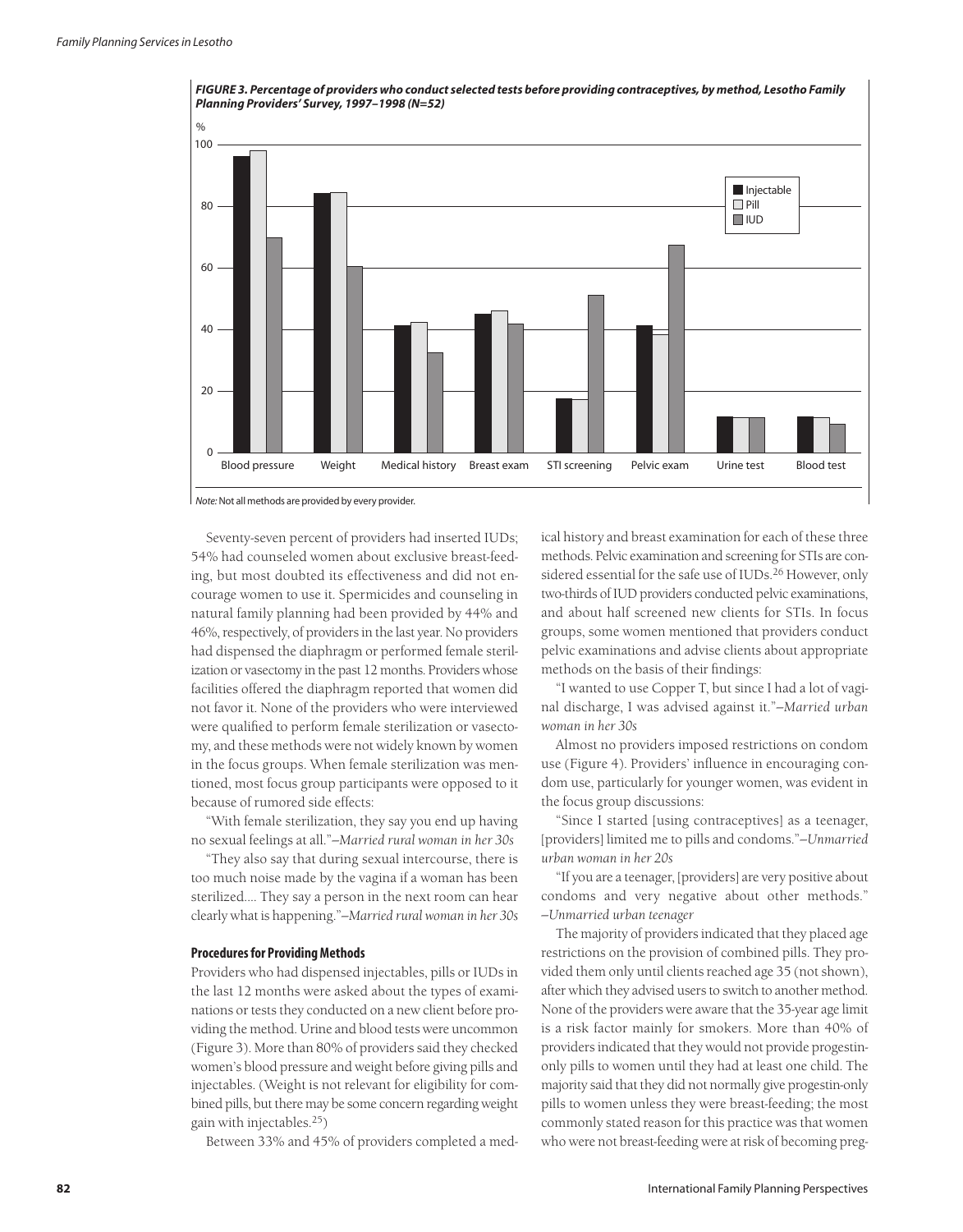*FIGURE 3. Percentage of providers who conduct selected tests before providing contraceptives, by method, Lesotho Family Planning Providers' Survey, 1997–1998 (N=52)*

*Note:* Not all methods are provided by every provider.

Seventy-seven percent of providers had inserted IUDs; 54% had counseled women about exclusive breast-feeding, but most doubted its effectiveness and did not encourage women to use it. Spermicides and counseling in natural family planning had been provided by 44% and 46%, respectively, of providers in the last year. No providers had dispensed the diaphragm or performed female sterilization or vasectomy in the past 12 months. Providers whose facilities offered the diaphragm reported that women did not favor it. None of the providers who were interviewed were qualified to perform female sterilization or vasectomy, and these methods were not widely known by women in the focus groups. When female sterilization was mentioned, most focus group participants were opposed to it because of rumored side effects:

"With female sterilization, they say you end up having no sexual feelings at all."*–Married rural woman in her 30s*

"They also say that during sexual intercourse, there is too much noise made by the vagina if a woman has been sterilized.... They say a person in the next room can hear clearly what is happening."*–Married rural woman in her 30s*

**Procedures for Providing Methods**

Providers who had dispensed injectables, pills or IUDs in the last 12 months were asked about the types of examinations or tests they conducted on a new client before providing the method. Urine and blood tests were uncommon (Figure 3). More than 80% of providers said they checked women's blood pressure and weight before giving pills and injectables. (Weight is not relevant for eligibility for combined pills, but there may be some concern regarding weight gain with injectables.[25])

Between 33% and 45% of providers completed a medical history and breast examination for each of these three methods. Pelvic examination and screening for STIs are considered essential for the safe use of IUDs.[26] However, only two-thirds of IUD providers conducted pelvic examinations, and about half screened new clients for STIs. In focus groups, some women mentioned that providers conduct pelvic examinations and advise clients about appropriate methods on the basis of their findings:

"I wanted to use Copper T, but since I had a lot of vaginal discharge, I was advised against it."*–Married urban woman in her 30s*

Almost no providers imposed restrictions on condom use (Figure 4). Providers' influence in encouraging condom use, particularly for younger women, was evident in the focus group discussions:

"Since I started [using contraceptives] as a teenager, [providers] limited me to pills and condoms."*–Unmarried urban woman in her 20s*

"If you are a teenager, [providers] are very positive about condoms and very negative about other methods." *–Unmarried urban teenager*

The majority of providers indicated that they placed age restrictions on the provision of combined pills. They provided them only until clients reached age 35 (not shown), after which they advised users to switch to another method. None of the providers were aware that the 35-year age limit is a risk factor mainly for smokers. More than 40% of providers indicated that they would not provide progestin-only pills to women until they had at least one child. The majority said that they did not normally give progestin-only pills to women unless they were breast-feeding; the most commonly stated reason for this practice was that women who were not breast-feeding were at risk of becoming preg-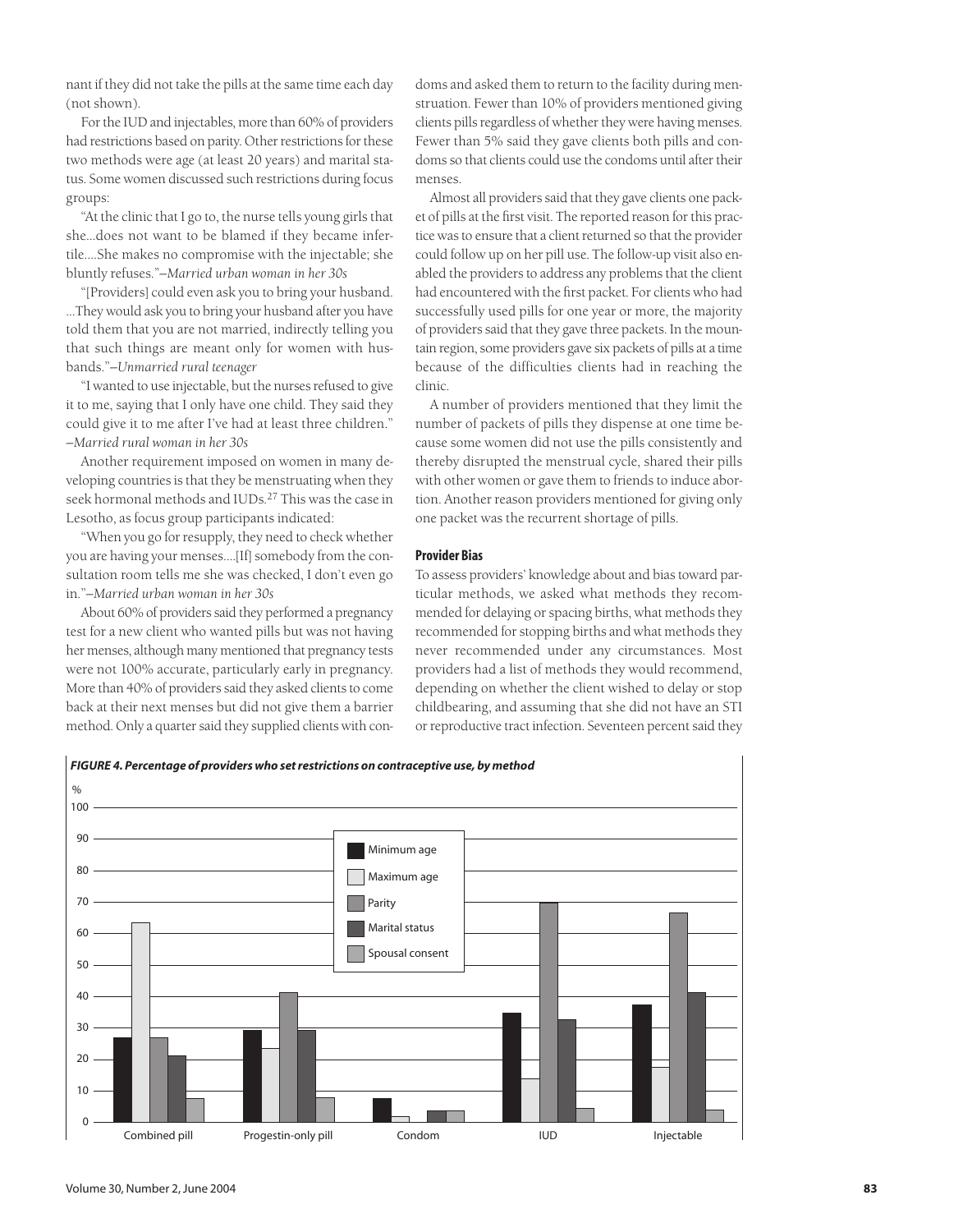nant if they did not take the pills at the same time each day (not shown).

For the IUD and injectables, more than 60% of providers had restrictions based on parity. Other restrictions for these two methods were age (at least 20 years) and marital status. Some women discussed such restrictions during focus groups:

"At the clinic that I go to, the nurse tells young girls that she...does not want to be blamed if they became infertile....She makes no compromise with the injectable; she bluntly refuses."*—Married urban woman in her 30s*

"[Providers] could even ask you to bring your husband. ...They would ask you to bring your husband after you have told them that you are not married, indirectly telling you that such things are meant only for women with husbands."*—Unmarried rural teenager*

"I wanted to use injectable, but the nurses refused to give it to me, saying that I only have one child. They said they could give it to me after I've had at least three children." *—Married rural woman in her 30s*

Another requirement imposed on women in many developing countries is that they be menstruating when they seek hormonal methods and IUDs.[27] This was the case in Lesotho, as focus group participants indicated:

"When you go for resupply, they need to check whether you are having your menses....[If] somebody from the consultation room tells me she was checked, I don't even go in."*—Married urban woman in her 30s*

About 60% of providers said they performed a pregnancy test for a new client who wanted pills but was not having her menses, although many mentioned that pregnancy tests were not 100% accurate, particularly early in pregnancy. More than 40% of providers said they asked clients to come back at their next menses but did not give them a barrier method. Only a quarter said they supplied clients with condoms and asked them to return to the facility during menstruation. Fewer than 10% of providers mentioned giving clients pills regardless of whether they were having menses. Fewer than 5% said they gave clients both pills and condoms so that clients could use the condoms until after their menses.

Almost all providers said that they gave clients one packet of pills at the first visit. The reported reason for this practice was to ensure that a client returned so that the provider could follow up on her pill use. The follow-up visit also enabled the providers to address any problems that the client had encountered with the first packet. For clients who had successfully used pills for one year or more, the majority of providers said that they gave three packets. In the mountain region, some providers gave six packets of pills at a time because of the difficulties clients had in reaching the clinic.

A number of providers mentioned that they limit the number of packets of pills they dispense at one time because some women did not use the pills consistently and thereby disrupted the menstrual cycle, shared their pills with other women or gave them to friends to induce abortion. Another reason providers mentioned for giving only one packet was the recurrent shortage of pills.

### Provider Bias

To assess providers' knowledge about and bias toward particular methods, we asked what methods they recommended for delaying or spacing births, what methods they recommended for stopping births and what methods they never recommended under any circumstances. Most providers had a list of methods they would recommend, depending on whether the client wished to delay or stop childbearing, and assuming that she did not have an STI or reproductive tract infection. Seventeen percent said they

***FIGURE 4. Percentage of providers who set restrictions on contraceptive use, by method***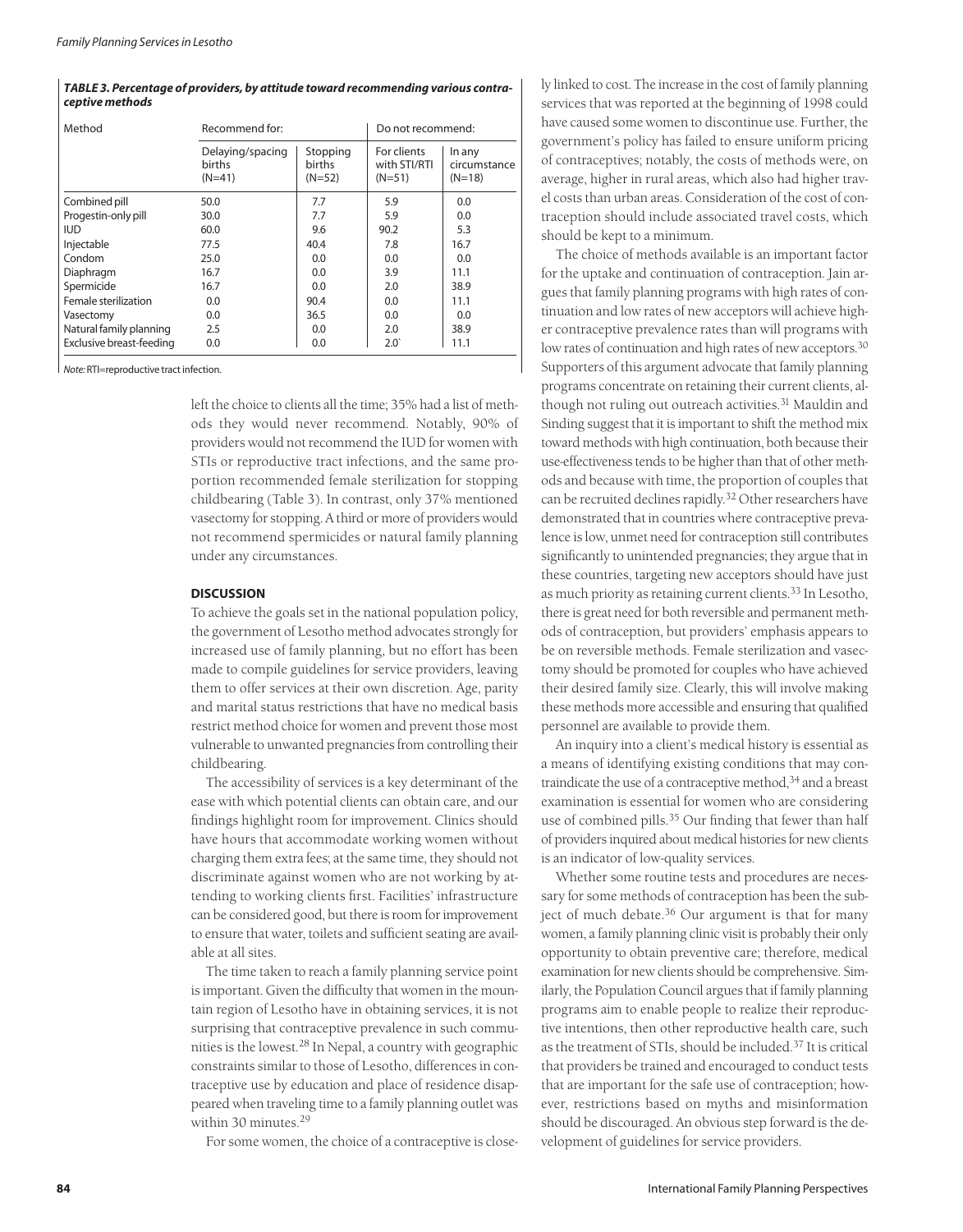***TABLE 3. Percentage of providers, by attitude toward recommending various contraceptive methods***

| Method | Recommend for: | | Do not recommend: | |
|---|---|---|---|---|
| | Delaying/spacing births (N=41) | Stopping births (N=52) | For clients with STI/RTI (N=51) | In any circumstance (N=18) |
| Combined pill | 50.0 | 7.7 | 5.9 | 0.0 |
| Progestin-only pill | 30.0 | 7.7 | 5.9 | 0.0 |
| IUD | 60.0 | 9.6 | 90.2 | 5.3 |
| Injectable | 77.5 | 40.4 | 7.8 | 16.7 |
| Condom | 25.0 | 0.0 | 0.0 | 0.0 |
| Diaphragm | 16.7 | 0.0 | 3.9 | 11.1 |
| Spermicide | 16.7 | 0.0 | 2.0 | 38.9 |
| Female sterilization | 0.0 | 90.4 | 0.0 | 11.1 |
| Vasectomy | 0.0 | 36.5 | 0.0 | 0.0 |
| Natural family planning | 2.5 | 0.0 | 2.0 | 38.9 |
| Exclusive breast-feeding | 0.0 | 0.0 | 2.0` | 11.1 |

*Note:* RTI=reproductive tract infection.

left the choice to clients all the time; 35% had a list of methods they would never recommend. Notably, 90% of providers would not recommend the IUD for women with STIs or reproductive tract infections, and the same proportion recommended female sterilization for stopping childbearing (Table 3). In contrast, only 37% mentioned vasectomy for stopping. A third or more of providers would not recommend spermicides or natural family planning under any circumstances.

### DISCUSSION

To achieve the goals set in the national population policy, the government of Lesotho method advocates strongly for increased use of family planning, but no effort has been made to compile guidelines for service providers, leaving them to offer services at their own discretion. Age, parity and marital status restrictions that have no medical basis restrict method choice for women and prevent those most vulnerable to unwanted pregnancies from controlling their childbearing.

The accessibility of services is a key determinant of the ease with which potential clients can obtain care, and our findings highlight room for improvement. Clinics should have hours that accommodate working women without charging them extra fees; at the same time, they should not discriminate against women who are not working by attending to working clients first. Facilities' infrastructure can be considered good, but there is room for improvement to ensure that water, toilets and sufficient seating are available at all sites.

The time taken to reach a family planning service point is important. Given the difficulty that women in the mountain region of Lesotho have in obtaining services, it is not surprising that contraceptive prevalence in such communities is the lowest.[28] In Nepal, a country with geographic constraints similar to those of Lesotho, differences in contraceptive use by education and place of residence disappeared when traveling time to a family planning outlet was within 30 minutes.[29]

For some women, the choice of a contraceptive is closely linked to cost. The increase in the cost of family planning services that was reported at the beginning of 1998 could have caused some women to discontinue use. Further, the government's policy has failed to ensure uniform pricing of contraceptives; notably, the costs of methods were, on average, higher in rural areas, which also had higher travel costs than urban areas. Consideration of the cost of contraception should include associated travel costs, which should be kept to a minimum.

The choice of methods available is an important factor for the uptake and continuation of contraception. Jain argues that family planning programs with high rates of continuation and low rates of new acceptors will achieve higher contraceptive prevalence rates than will programs with low rates of continuation and high rates of new acceptors.[30] Supporters of this argument advocate that family planning programs concentrate on retaining their current clients, although not ruling out outreach activities.[31] Mauldin and Sinding suggest that it is important to shift the method mix toward methods with high continuation, both because their use-effectiveness tends to be higher than that of other methods and because with time, the proportion of couples that can be recruited declines rapidly.[32] Other researchers have demonstrated that in countries where contraceptive prevalence is low, unmet need for contraception still contributes significantly to unintended pregnancies; they argue that in these countries, targeting new acceptors should have just as much priority as retaining current clients.[33] In Lesotho, there is great need for both reversible and permanent methods of contraception, but providers' emphasis appears to be on reversible methods. Female sterilization and vasectomy should be promoted for couples who have achieved their desired family size. Clearly, this will involve making these methods more accessible and ensuring that qualified personnel are available to provide them.

An inquiry into a client's medical history is essential as a means of identifying existing conditions that may contraindicate the use of a contraceptive method,[34] and a breast examination is essential for women who are considering use of combined pills.[35] Our finding that fewer than half of providers inquired about medical histories for new clients is an indicator of low-quality services.

Whether some routine tests and procedures are necessary for some methods of contraception has been the subject of much debate.[36] Our argument is that for many women, a family planning clinic visit is probably their only opportunity to obtain preventive care; therefore, medical examination for new clients should be comprehensive. Similarly, the Population Council argues that if family planning programs aim to enable people to realize their reproductive intentions, then other reproductive health care, such as the treatment of STIs, should be included.[37] It is critical that providers be trained and encouraged to conduct tests that are important for the safe use of contraception; however, restrictions based on myths and misinformation should be discouraged. An obvious step forward is the development of guidelines for service providers.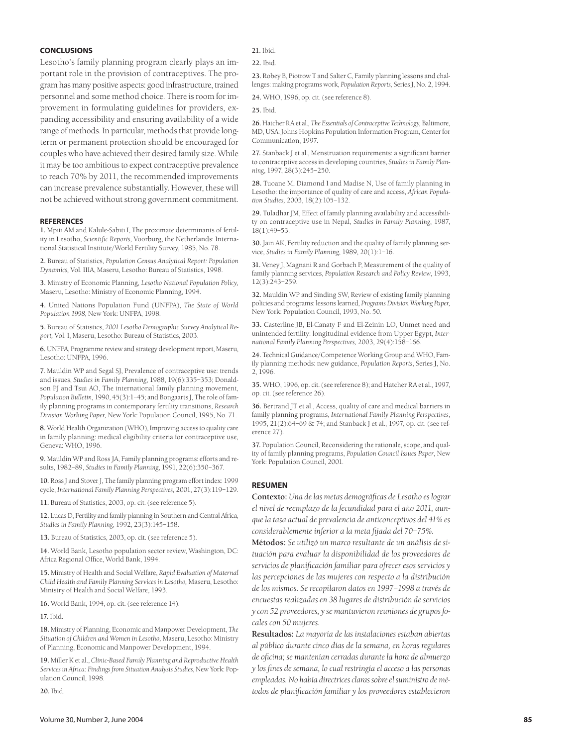## CONCLUSIONS

Lesotho's family planning program clearly plays an important role in the provision of contraceptives. The program has many positive aspects: good infrastructure, trained personnel and some method choice. There is room for improvement in formulating guidelines for providers, expanding accessibility and ensuring availability of a wide range of methods. In particular, methods that provide long-term or permanent protection should be encouraged for couples who have achieved their desired family size. While it may be too ambitious to expect contraceptive prevalence to reach 70% by 2011, the recommended improvements can increase prevalence substantially. However, these will not be achieved without strong government commitment.

## REFERENCES

**1.** Mpiti AM and Kalule-Sabiti I, The proximate determinants of fertility in Lesotho, *Scientific Reports*, Voorburg, the Netherlands: International Statistical Institute/World Fertility Survey, 1985, No. 78.

**2.** Bureau of Statistics, *Population Census Analytical Report: Population Dynamics*, Vol. IIIA, Maseru, Lesotho: Bureau of Statistics, 1998.

**3.** Ministry of Economic Planning, *Lesotho National Population Policy*, Maseru, Lesotho: Ministry of Economic Planning, 1994.

**4.** United Nations Population Fund (UNFPA), *The State of World Population 1998*, New York: UNFPA, 1998.

**5.** Bureau of Statistics, *2001 Lesotho Demographic Survey Analytical Report*, Vol. I, Maseru, Lesotho: Bureau of Statistics, 2003.

**6.** UNFPA, Programme review and strategy development report, Maseru, Lesotho: UNFPA, 1996.

**7.** Mauldin WP and Segal SJ, Prevalence of contraceptive use: trends and issues, *Studies in Family Planning*, 1988, 19(6):335–353; Donaldson PJ and Tsui AO, The international family planning movement, *Population Bulletin*, 1990, 45(3):1–45; and Bongaarts J, The role of family planning programs in contemporary fertility transitions, *Research Division Working Paper*, New York: Population Council, 1995, No. 71.

**8.** World Health Organization (WHO), Improving access to quality care in family planning: medical eligibility criteria for contraceptive use, Geneva: WHO, 1996.

**9.** Mauldin WP and Ross JA, Family planning programs: efforts and results, 1982–89, *Studies in Family Planning*, 1991, 22(6):350–367.

**10.** Ross J and Stover J, The family planning program effort index: 1999 cycle, *International Family Planning Perspectives*, 2001, 27(3):119–129.

**11.** Bureau of Statistics, 2003, op. cit. (see reference 5).

**12.** Lucas D, Fertility and family planning in Southern and Central Africa, *Studies in Family Planning*, 1992, 23(3):145–158.

**13.** Bureau of Statistics, 2003, op. cit. (see reference 5).

**14.** World Bank, Lesotho population sector review, Washington, DC: Africa Regional Office, World Bank, 1994.

**15.** Ministry of Health and Social Welfare, *Rapid Evaluation of Maternal Child Health and Family Planning Services in Lesotho*, Maseru, Lesotho: Ministry of Health and Social Welfare, 1993.

**16.** World Bank, 1994, op. cit. (see reference 14).

**17.** Ibid.

**18.** Ministry of Planning, Economic and Manpower Development, *The Situation of Children and Women in Lesotho*, Maseru, Lesotho: Ministry of Planning, Economic and Manpower Development, 1994.

**19.** Miller K et al., *Clinic-Based Family Planning and Reproductive Health Services in Africa: Findings from Situation Analysis Studies*, New York: Population Council, 1998.

**20.** Ibid.

**21.** Ibid.

**22.** Ibid.

**23.** Robey B, Piotrow T and Salter C, Family planning lessons and challenges: making programs work, *Population Reports*, Series J, No. 2, 1994.

**24.** WHO, 1996, op. cit. (see reference 8).

**25.** Ibid.

**26.** Hatcher RA et al., *The Essentials of Contraceptive Technology*, Baltimore, MD, USA: Johns Hopkins Population Information Program, Center for Communication, 1997.

**27.** Stanback J et al., Menstruation requirements: a significant barrier to contraceptive access in developing countries, *Studies in Family Planning*, 1997, 28(3):245–250.

**28.** Tuoane M, Diamond I and Madise N, Use of family planning in Lesotho: the importance of quality of care and access, *African Population Studies*, 2003, 18(2):105–132.

**29.** Tuladhar JM, Effect of family planning availability and accessibility on contraceptive use in Nepal, *Studies in Family Planning*, 1987, 18(1):49–53.

**30.** Jain AK, Fertility reduction and the quality of family planning service, *Studies in Family Planning*, 1989, 20(1):1–16.

**31.** Veney J, Magnani R and Gorbach P, Measurement of the quality of family planning services, *Population Research and Policy Review*, 1993, 12(3):243–259.

**32.** Mauldin WP and Sinding SW, Review of existing family planning policies and programs: lessons learned, *Programs Division Working Paper*, New York: Population Council, 1993, No. 50.

**33.** Casterline JB, El-Canaty F and El-Zeinin LO, Unmet need and unintended fertility: longitudinal evidence from Upper Egypt, *International Family Planning Perspectives*, 2003, 29(4):158–166.

**24.** Technical Guidance/Competence Working Group and WHO, Family planning methods: new guidance, *Population Reports*, Series J, No. 2, 1996.

**35.** WHO, 1996, op. cit. (see reference 8); and Hatcher RA et al., 1997, op. cit. (see reference 26).

**36.** Bertrand JT et al., Access, quality of care and medical barriers in family planning programs, *International Family Planning Perspectives*, 1995, 21(2):64–69 & 74; and Stanback J et al., 1997, op. cit. (see reference 27).

**37.** Population Council, Reconsidering the rationale, scope, and quality of family planning programs, *Population Council Issues Paper*, New York: Population Council, 2001.

## RESUMEN

**Contexto:** *Una de las metas demográficas de Lesotho es lograr el nivel de reemplazo de la fecundidad para el año 2011, aunque la tasa actual de prevalencia de anticonceptivos del 41% es considerablemente inferior a la meta fijada del 70–75%.*

**Métodos:** *Se utilizó un marco resultante de un análisis de situación para evaluar la disponibilidad de los proveedores de servicios de planificación familiar para ofrecer esos servicios y las percepciones de las mujeres con respecto a la distribución de los mismos. Se recopilaron datos en 1997–1998 a través de encuestas realizadas en 38 lugares de distribución de servicios y con 52 proveedores, y se mantuvieron reuniones de grupos focales con 50 mujeres.*

**Resultados:** *La mayoría de las instalaciones estaban abiertas al público durante cinco días de la semana, en horas regulares de oficina; se mantenían cerradas durante la hora de almuerzo y los fines de semana, lo cual restringía el acceso a las personas empleadas. No había directrices claras sobre el suministro de métodos de planificación familiar y los proveedores establecieron*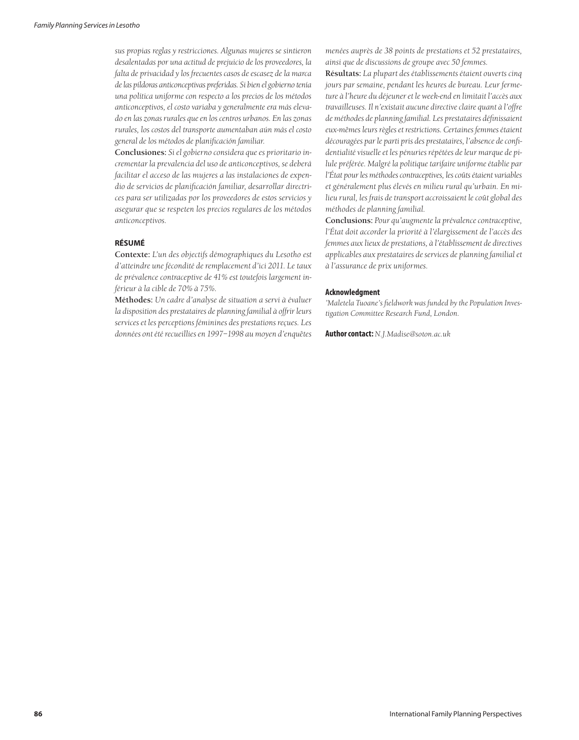*sus propias reglas y restricciones. Algunas mujeres se sintieron desalentadas por una actitud de prejuicio de los proveedores, la falta de privacidad y los frecuentes casos de escasez de la marca de las píldoras anticonceptivas preferidas. Si bien el gobierno tenía una política uniforme con respecto a los precios de los métodos anticonceptivos, el costo variaba y generalmente era más elevado en las zonas rurales que en los centros urbanos. En las zonas rurales, los costos del transporte aumentaban aún más el costo general de los métodos de planificación familiar.*

**Conclusiones:** *Si el gobierno considera que es prioritario incrementar la prevalencia del uso de anticonceptivos, se deberá facilitar el acceso de las mujeres a las instalaciones de expendio de servicios de planificación familiar, desarrollar directrices para ser utilizadas por los proveedores de estos servicios y asegurar que se respeten los precios regulares de los métodos anticonceptivos.*

### RÉSUMÉ

**Contexte:** *L'un des objectifs démographiques du Lesotho est d'atteindre une fécondité de remplacement d'ici 2011. Le taux de prévalence contraceptive de 41% est toutefois largement inférieur à la cible de 70% à 75%.*

**Méthodes:** *Un cadre d'analyse de situation a servi à évaluer la disposition des prestataires de planning familial à offrir leurs services et les perceptions féminines des prestations reçues. Les données ont été recueillies en 1997–1998 au moyen d'enquêtes menées auprès de 38 points de prestations et 52 prestataires, ainsi que de discussions de groupe avec 50 femmes.*

**Résultats:** *La plupart des établissements étaient ouverts cinq jours par semaine, pendant les heures de bureau. Leur fermeture à l'heure du déjeuner et le week-end en limitait l'accès aux travailleuses. Il n'existait aucune directive claire quant à l'offre de méthodes de planning familial. Les prestataires définissaient eux-mêmes leurs règles et restrictions. Certaines femmes étaient découragées par le parti pris des prestataires, l'absence de confidentialité visuelle et les pénuries répétées de leur marque de pilule préférée. Malgré la politique tarifaire uniforme établie par l'État pour les méthodes contraceptives, les coûts étaient variables et généralement plus élevés en milieu rural qu'urbain. En milieu rural, les frais de transport accroissaient le coût global des méthodes de planning familial.*

**Conclusions:** *Pour qu'augmente la prévalence contraceptive, l'État doit accorder la priorité à l'élargissement de l'accès des femmes aux lieux de prestations, à l'établissement de directives applicables aux prestataires de services de planning familial et à l'assurance de prix uniformes.*

#### Acknowledgment

*'Maletela Tuoane's fieldwork was funded by the Population Investigation Committee Research Fund, London.*

**Author contact:** *N.J.Madise@soton.ac.uk*